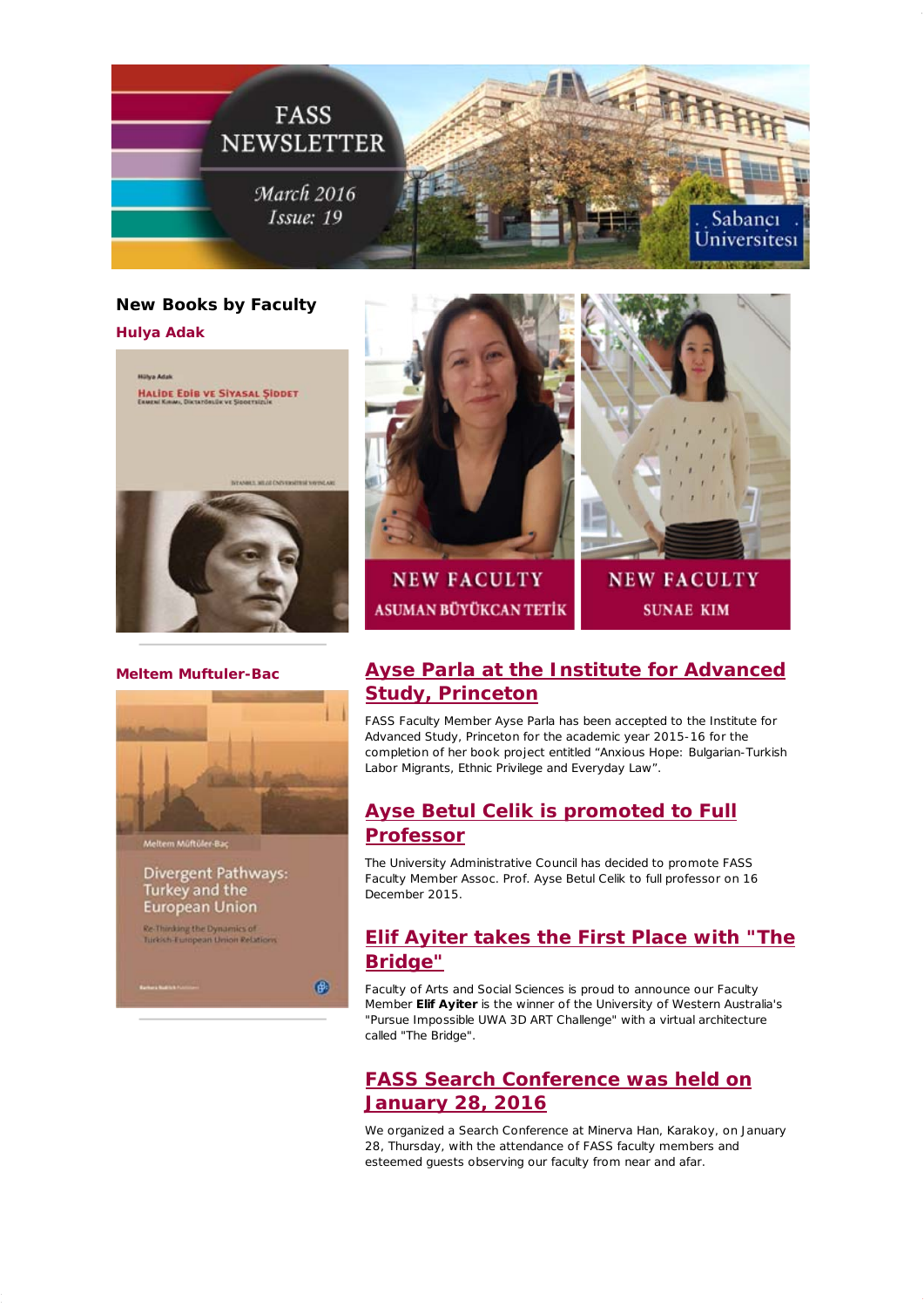FASS NEWSLETTER

March 2016
Issue: 19

Sabancı Üniversitesi

## New Books by Faculty

### Hulya Adak

Hülya Adak
Halide Edib ve Siyasal Şiddet
Ermeni Kırımı, Diktatörlük ve Şiddetsizlik

### Meltem Muftuler-Bac

Meltem Müftüler-Baç
Divergent Pathways: Turkey and the European Union
Re-Thinking the Dynamics of Turkish-European Union Relations

NEW FACULTY
ASUMAN BÜYÜKCAN TETİK

NEW FACULTY
SUNAE KIM

## Ayse Parla at the Institute for Advanced Study, Princeton

FASS Faculty Member Ayse Parla has been accepted to the Institute for Advanced Study, Princeton for the academic year 2015-16 for the completion of her book project entitled “Anxious Hope: Bulgarian-Turkish Labor Migrants, Ethnic Privilege and Everyday Law”.

## Ayse Betul Celik is promoted to Full Professor

The University Administrative Council has decided to promote FASS Faculty Member Assoc. Prof. Ayse Betul Celik to full professor on 16 December 2015.

## Elif Ayiter takes the First Place with "The Bridge"

Faculty of Arts and Social Sciences is proud to announce our Faculty Member **Elif Ayiter** is the winner of the University of Western Australia's "Pursue Impossible UWA 3D ART Challenge" with a virtual architecture called "The Bridge".

## FASS Search Conference was held on January 28, 2016

We organized a Search Conference at Minerva Han, Karakoy, on January 28, Thursday, with the attendance of FASS faculty members and esteemed guests observing our faculty from near and afar.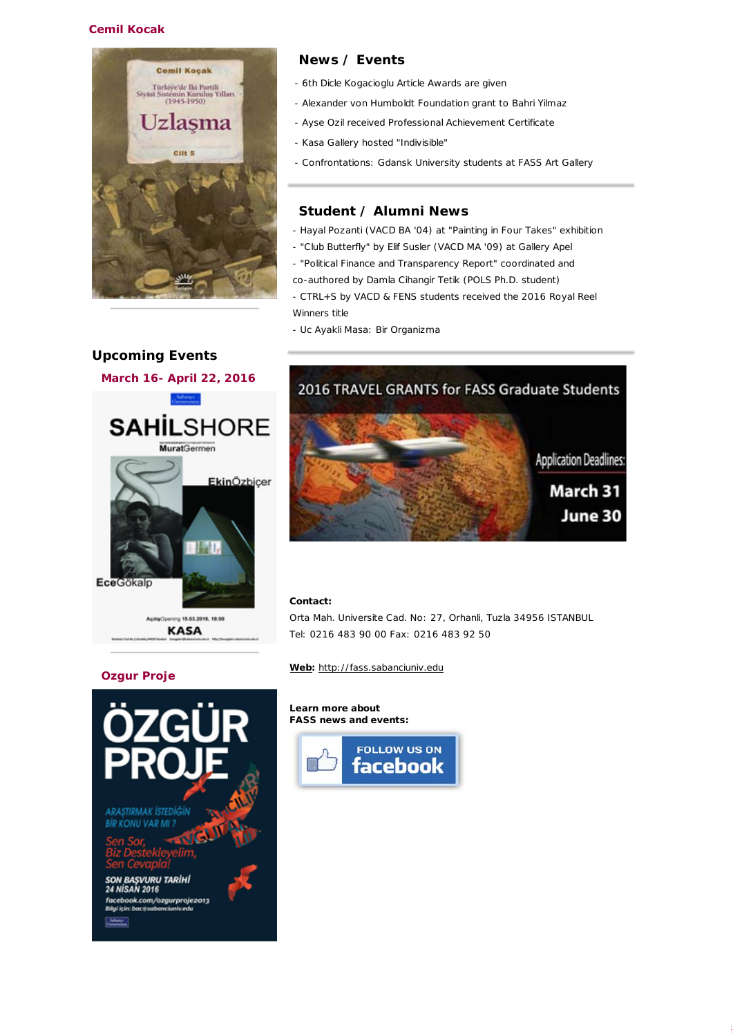**Cemil Kocak**

## News / Events

- 6th Dicle Kogacioglu Article Awards are given
- Alexander von Humboldt Foundation grant to Bahri Yilmaz
- Ayse Ozil received Professional Achievement Certificate
- Kasa Gallery hosted "Indivisible"
- Confrontations: Gdansk University students at FASS Art Gallery

## Student / Alumni News

- Hayal Pozanti (VACD BA '04) at "Painting in Four Takes" exhibition
- "Club Butterfly" by Elif Susler (VACD MA '09) at Gallery Apel
- "Political Finance and Transparency Report" coordinated and co-authored by Damla Cihangir Tetik (POLS Ph.D. student)
- CTRL+S by VACD & FENS students received the 2016 Royal Reel Winners title
- Uc Ayakli Masa: Bir Organizma

## Upcoming Events

**March 16- April 22, 2016**

**Ozgur Proje**

**Contact:**

Orta Mah. Universite Cad. No: 27, Orhanli, Tuzla 34956 ISTANBUL

Tel: 0216 483 90 00 Fax: 0216 483 92 50

**Web:** http://fass.sabanciuniv.edu

**Learn more about FASS news and events:**